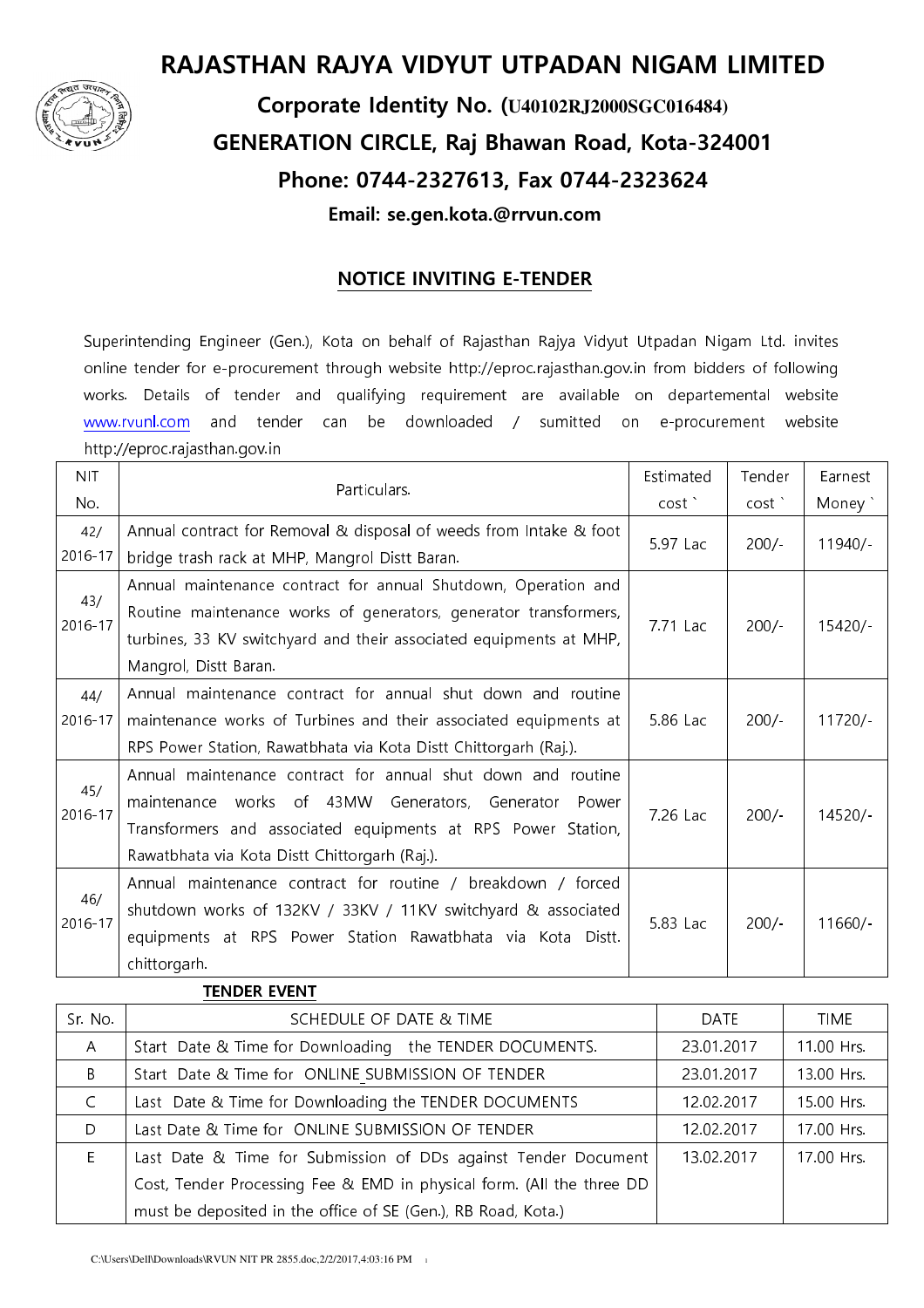# RAJASTHAN RAJYA VIDYUT UTPADAN NIGAM LIMITED

## Corporate Identity No. (U40102RJ2000SGC016484)

## GENERATION CIRCLE, Raj Bhawan Road, Kota-324001

## Phone: 0744-2327613, Fax 0744-2323624

**Email: se.gen.kota.@rrvun.com**

## NOTICE INVITING E-TENDER

Superintending Engineer (Gen.), Kota on behalf of Rajasthan Rajya Vidyut Utpadan Nigam Ltd. invites online tender for e-procurement through website http://eproc.rajasthan.gov.in from bidders of following works. Details of tender and qualifying requirement are available on departemental website www.rvunl.com and tender can be downloaded / sumitted on e-procurement website http://eproc.rajasthan.gov.in

| NIT No. | Particulars. | Estimated cost ` | Tender cost ` | Earnest Money ` |
|---|---|---|---|---|
| 42/ 2016-17 | Annual contract for Removal & disposal of weeds from Intake & foot bridge trash rack at MHP, Mangrol Distt Baran. | 5.97 Lac | 200/- | 11940/- |
| 43/ 2016-17 | Annual maintenance contract for annual Shutdown, Operation and Routine maintenance works of generators, generator transformers, turbines, 33 KV switchyard and their associated equipments at MHP, Mangrol, Distt Baran. | 7.71 Lac | 200/- | 15420/- |
| 44/ 2016-17 | Annual maintenance contract for annual shut down and routine maintenance works of Turbines and their associated equipments at RPS Power Station, Rawatbhata via Kota Distt Chittorgarh (Raj.). | 5.86 Lac | 200/- | 11720/- |
| 45/ 2016-17 | Annual maintenance contract for annual shut down and routine maintenance works of 43MW Generators, Generator Power Transformers and associated equipments at RPS Power Station, Rawatbhata via Kota Distt Chittorgarh (Raj.). | 7.26 Lac | 200/- | 14520/- |
| 46/ 2016-17 | Annual maintenance contract for routine / breakdown / forced shutdown works of 132KV / 33KV / 11KV switchyard & associated equipments at RPS Power Station Rawatbhata via Kota Distt. chittorgarh. | 5.83 Lac | 200/- | 11660/- |

**TENDER EVENT**

| Sr. No. | SCHEDULE OF DATE & TIME | DATE | TIME |
|---|---|---|---|
| A | Start Date & Time for Downloading the TENDER DOCUMENTS. | 23.01.2017 | 11.00 Hrs. |
| B | Start Date & Time for ONLINE SUBMISSION OF TENDER | 23.01.2017 | 13.00 Hrs. |
| C | Last Date & Time for Downloading the TENDER DOCUMENTS | 12.02.2017 | 15.00 Hrs. |
| D | Last Date & Time for ONLINE SUBMISSION OF TENDER | 12.02.2017 | 17.00 Hrs. |
| E | Last Date & Time for Submission of DDs against Tender Document Cost, Tender Processing Fee & EMD in physical form. (All the three DD must be deposited in the office of SE (Gen.), RB Road, Kota.) | 13.02.2017 | 17.00 Hrs. |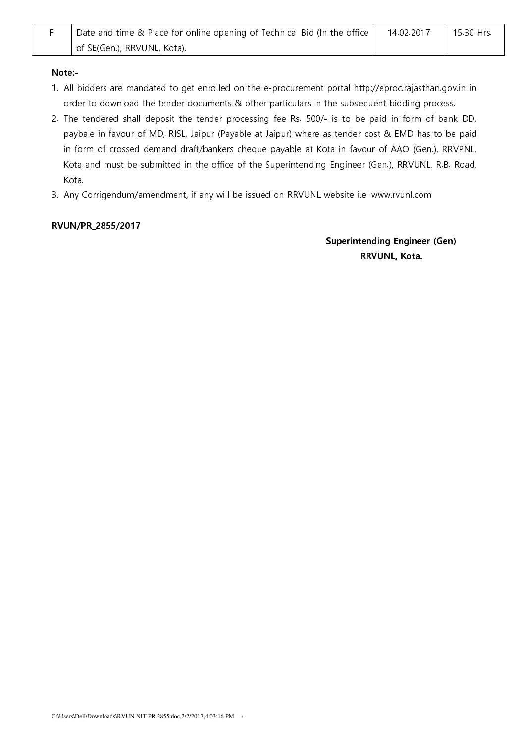| | | | |
|---|---|---|---|
| F | Date and time & Place for online opening of Technical Bid (In the office of SE(Gen.), RRVUNL, Kota). | 14.02.2017 | 15.30 Hrs. |

**Note:-**

1. All bidders are mandated to get enrolled on the e-procurement portal http://eproc.rajasthan.gov.in in order to download the tender documents & other particulars in the subsequent bidding process.
2. The tendered shall deposit the tender processing fee Rs. 500/- is to be paid in form of bank DD, paybale in favour of MD, RISL, Jaipur (Payable at Jaipur) where as tender cost & EMD has to be paid in form of crossed demand draft/bankers cheque payable at Kota in favour of AAO (Gen.), RRVPNL, Kota and must be submitted in the office of the Superintending Engineer (Gen.), RRVUNL, R.B. Road, Kota.
3. Any Corrigendum/amendment, if any will be issued on RRVUNL website i.e. www.rvunl.com

**RVUN/PR_2855/2017**

**Superintending Engineer (Gen)**
**RRVUNL, Kota.**